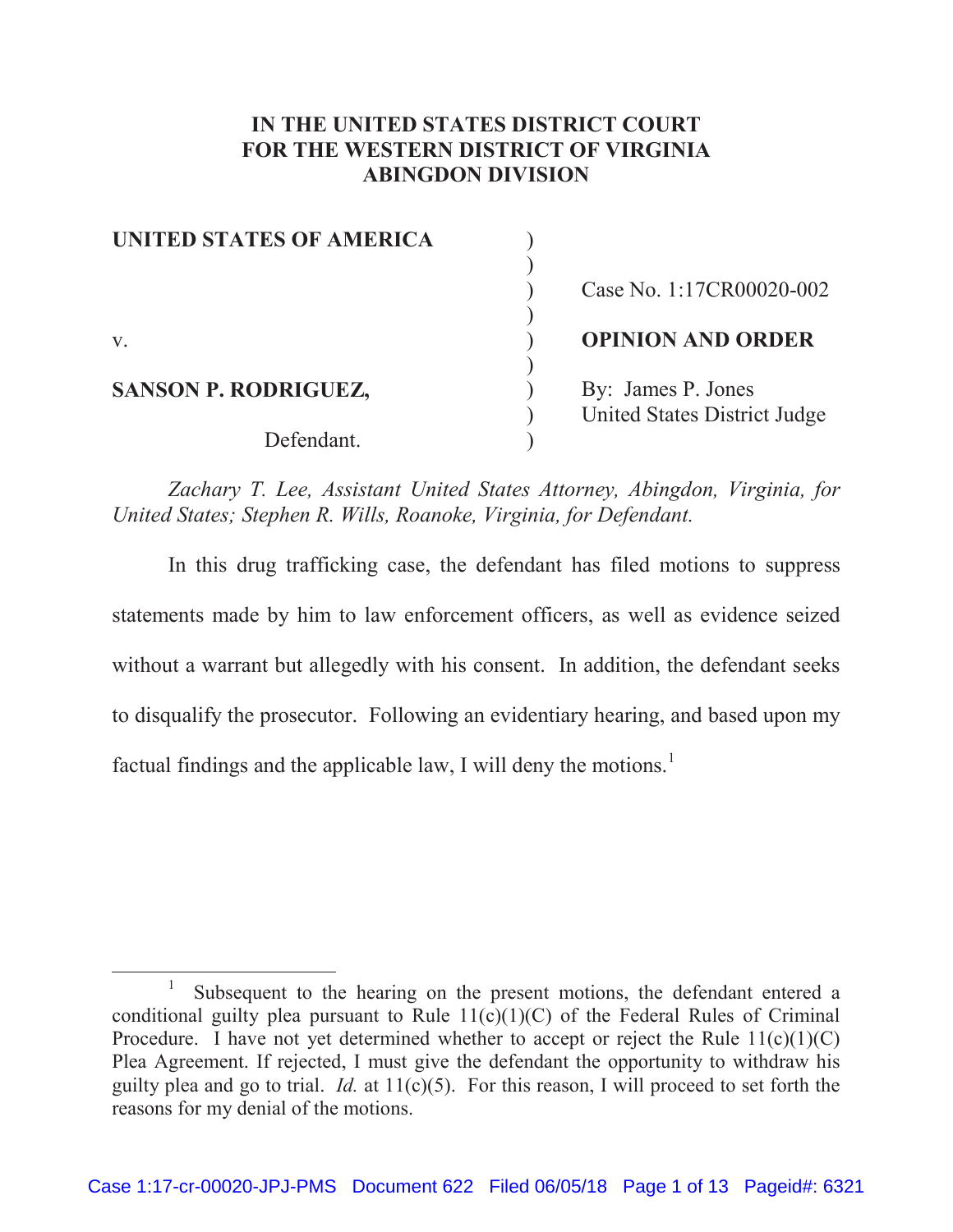**IN THE UNITED STATES DISTRICT COURT**
**FOR THE WESTERN DISTRICT OF VIRGINIA**
**ABINGDON DIVISION**

| | | |
|---|---|---|
| **UNITED STATES OF AMERICA** | ) | |
| | ) | |
| | ) | Case No. 1:17CR00020-002 |
| | ) | |
| v. | ) | **OPINION AND ORDER** |
| | ) | |
| **SANSON P. RODRIGUEZ,** | ) | By: James P. Jones |
| | ) | United States District Judge |
| Defendant. | ) | |

*Zachary T. Lee, Assistant United States Attorney, Abingdon, Virginia, for United States; Stephen R. Wills, Roanoke, Virginia, for Defendant.*

In this drug trafficking case, the defendant has filed motions to suppress statements made by him to law enforcement officers, as well as evidence seized without a warrant but allegedly with his consent. In addition, the defendant seeks to disqualify the prosecutor. Following an evidentiary hearing, and based upon my factual findings and the applicable law, I will deny the motions.[1]

---

[1] Subsequent to the hearing on the present motions, the defendant entered a conditional guilty plea pursuant to Rule 11(c)(1)(C) of the Federal Rules of Criminal Procedure. I have not yet determined whether to accept or reject the Rule 11(c)(1)(C) Plea Agreement. If rejected, I must give the defendant the opportunity to withdraw his guilty plea and go to trial. *Id.* at 11(c)(5). For this reason, I will proceed to set forth the reasons for my denial of the motions.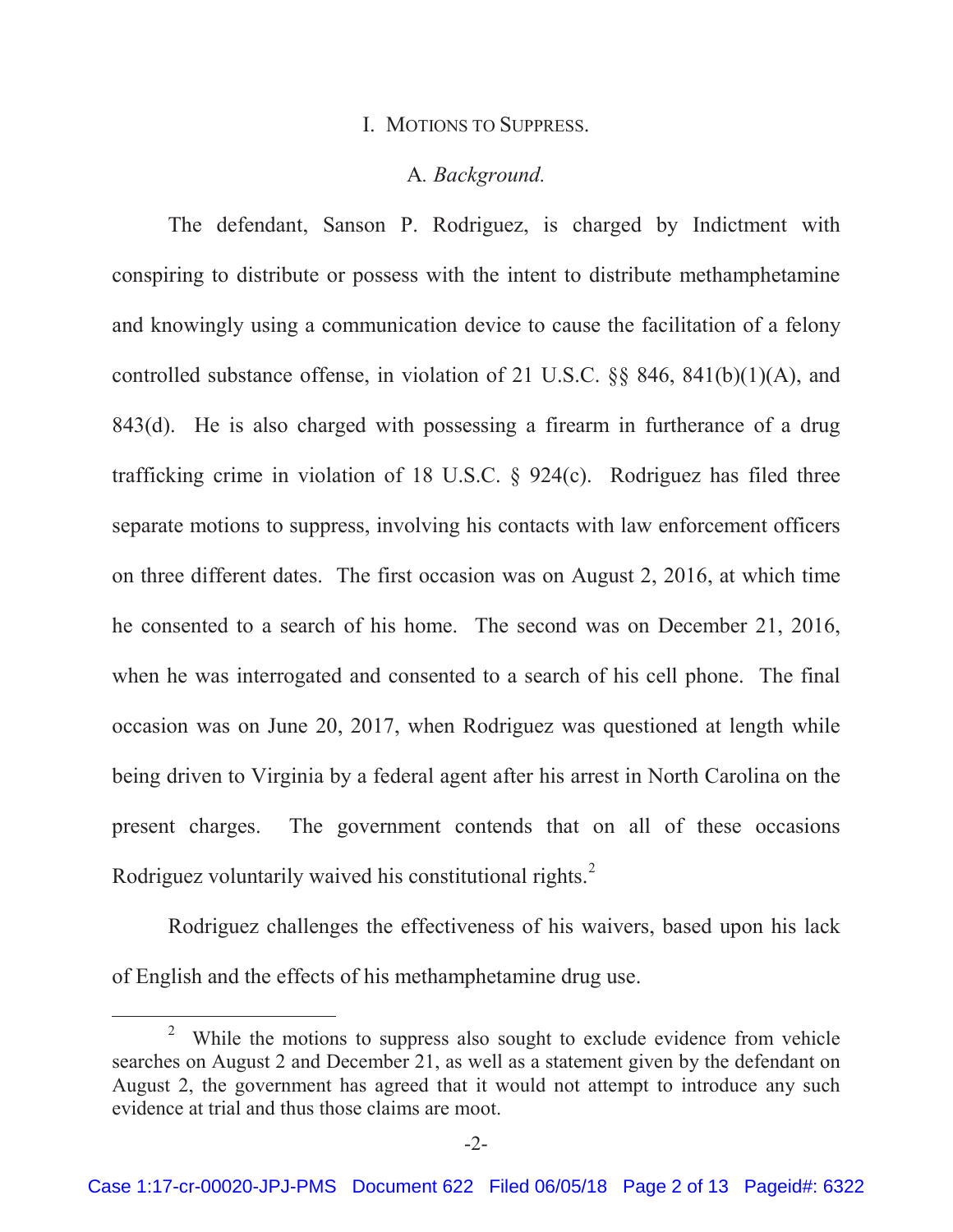## I. MOTIONS TO SUPPRESS.

### A. *Background.*

The defendant, Sanson P. Rodriguez, is charged by Indictment with conspiring to distribute or possess with the intent to distribute methamphetamine and knowingly using a communication device to cause the facilitation of a felony controlled substance offense, in violation of 21 U.S.C. §§ 846, 841(b)(1)(A), and 843(d). He is also charged with possessing a firearm in furtherance of a drug trafficking crime in violation of 18 U.S.C. § 924(c). Rodriguez has filed three separate motions to suppress, involving his contacts with law enforcement officers on three different dates. The first occasion was on August 2, 2016, at which time he consented to a search of his home. The second was on December 21, 2016, when he was interrogated and consented to a search of his cell phone. The final occasion was on June 20, 2017, when Rodriguez was questioned at length while being driven to Virginia by a federal agent after his arrest in North Carolina on the present charges. The government contends that on all of these occasions Rodriguez voluntarily waived his constitutional rights.[2]

Rodriguez challenges the effectiveness of his waivers, based upon his lack of English and the effects of his methamphetamine drug use.

---

[2] While the motions to suppress also sought to exclude evidence from vehicle searches on August 2 and December 21, as well as a statement given by the defendant on August 2, the government has agreed that it would not attempt to introduce any such evidence at trial and thus those claims are moot.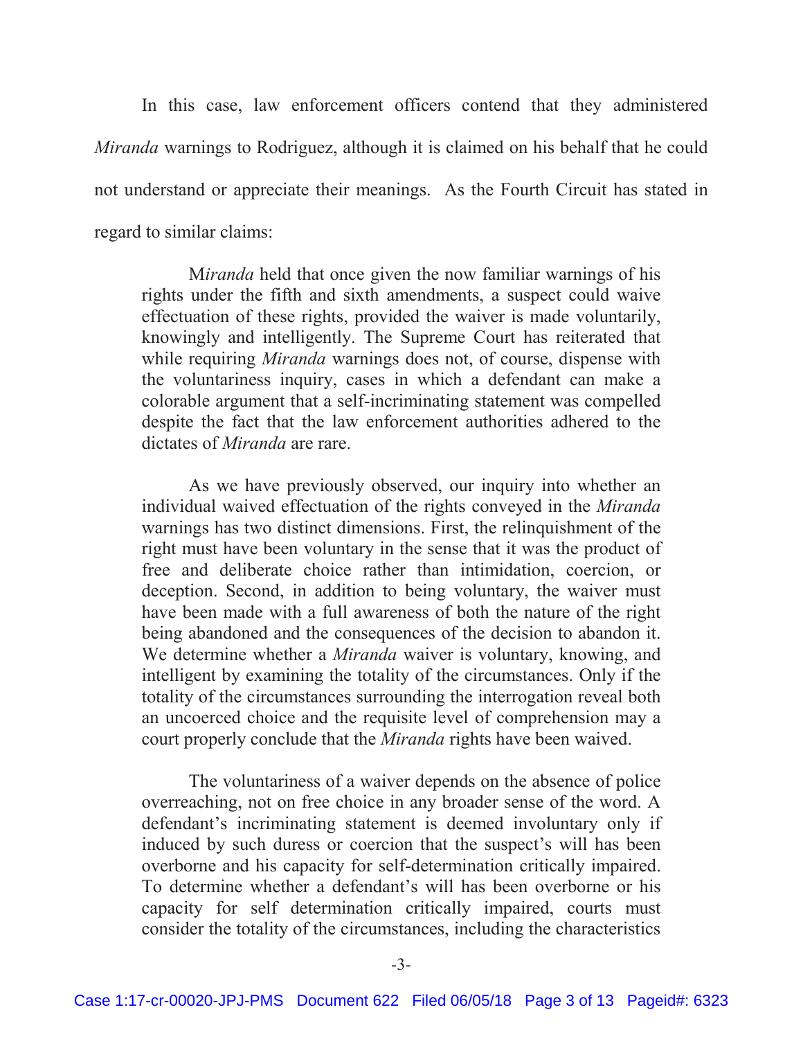In this case, law enforcement officers contend that they administered *Miranda* warnings to Rodriguez, although it is claimed on his behalf that he could not understand or appreciate their meanings. As the Fourth Circuit has stated in regard to similar claims:

> M*iranda* held that once given the now familiar warnings of his rights under the fifth and sixth amendments, a suspect could waive effectuation of these rights, provided the waiver is made voluntarily, knowingly and intelligently. The Supreme Court has reiterated that while requiring *Miranda* warnings does not, of course, dispense with the voluntariness inquiry, cases in which a defendant can make a colorable argument that a self-incriminating statement was compelled despite the fact that the law enforcement authorities adhered to the dictates of *Miranda* are rare.
>
> As we have previously observed, our inquiry into whether an individual waived effectuation of the rights conveyed in the *Miranda* warnings has two distinct dimensions. First, the relinquishment of the right must have been voluntary in the sense that it was the product of free and deliberate choice rather than intimidation, coercion, or deception. Second, in addition to being voluntary, the waiver must have been made with a full awareness of both the nature of the right being abandoned and the consequences of the decision to abandon it. We determine whether a *Miranda* waiver is voluntary, knowing, and intelligent by examining the totality of the circumstances. Only if the totality of the circumstances surrounding the interrogation reveal both an uncoerced choice and the requisite level of comprehension may a court properly conclude that the *Miranda* rights have been waived.
>
> The voluntariness of a waiver depends on the absence of police overreaching, not on free choice in any broader sense of the word. A defendant's incriminating statement is deemed involuntary only if induced by such duress or coercion that the suspect's will has been overborne and his capacity for self-determination critically impaired. To determine whether a defendant's will has been overborne or his capacity for self determination critically impaired, courts must consider the totality of the circumstances, including the characteristics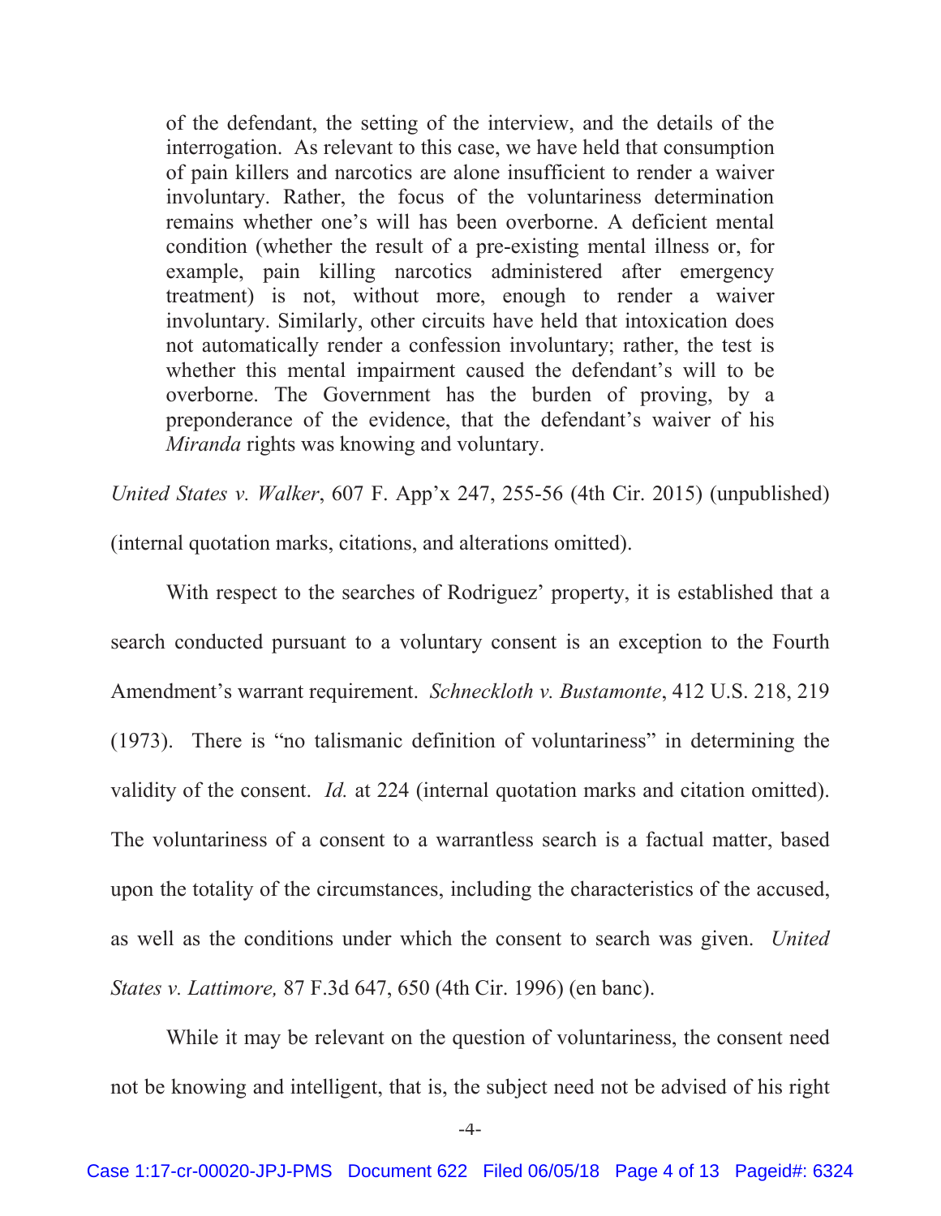> of the defendant, the setting of the interview, and the details of the interrogation. As relevant to this case, we have held that consumption of pain killers and narcotics are alone insufficient to render a waiver involuntary. Rather, the focus of the voluntariness determination remains whether one's will has been overborne. A deficient mental condition (whether the result of a pre-existing mental illness or, for example, pain killing narcotics administered after emergency treatment) is not, without more, enough to render a waiver involuntary. Similarly, other circuits have held that intoxication does not automatically render a confession involuntary; rather, the test is whether this mental impairment caused the defendant's will to be overborne. The Government has the burden of proving, by a preponderance of the evidence, that the defendant's waiver of his *Miranda* rights was knowing and voluntary.

*United States v. Walker*, 607 F. App'x 247, 255-56 (4th Cir. 2015) (unpublished) (internal quotation marks, citations, and alterations omitted).

With respect to the searches of Rodriguez' property, it is established that a search conducted pursuant to a voluntary consent is an exception to the Fourth Amendment's warrant requirement. *Schneckloth v. Bustamonte*, 412 U.S. 218, 219 (1973). There is "no talismanic definition of voluntariness" in determining the validity of the consent. *Id.* at 224 (internal quotation marks and citation omitted). The voluntariness of a consent to a warrantless search is a factual matter, based upon the totality of the circumstances, including the characteristics of the accused, as well as the conditions under which the consent to search was given. *United States v. Lattimore,* 87 F.3d 647, 650 (4th Cir. 1996) (en banc).

While it may be relevant on the question of voluntariness, the consent need not be knowing and intelligent, that is, the subject need not be advised of his right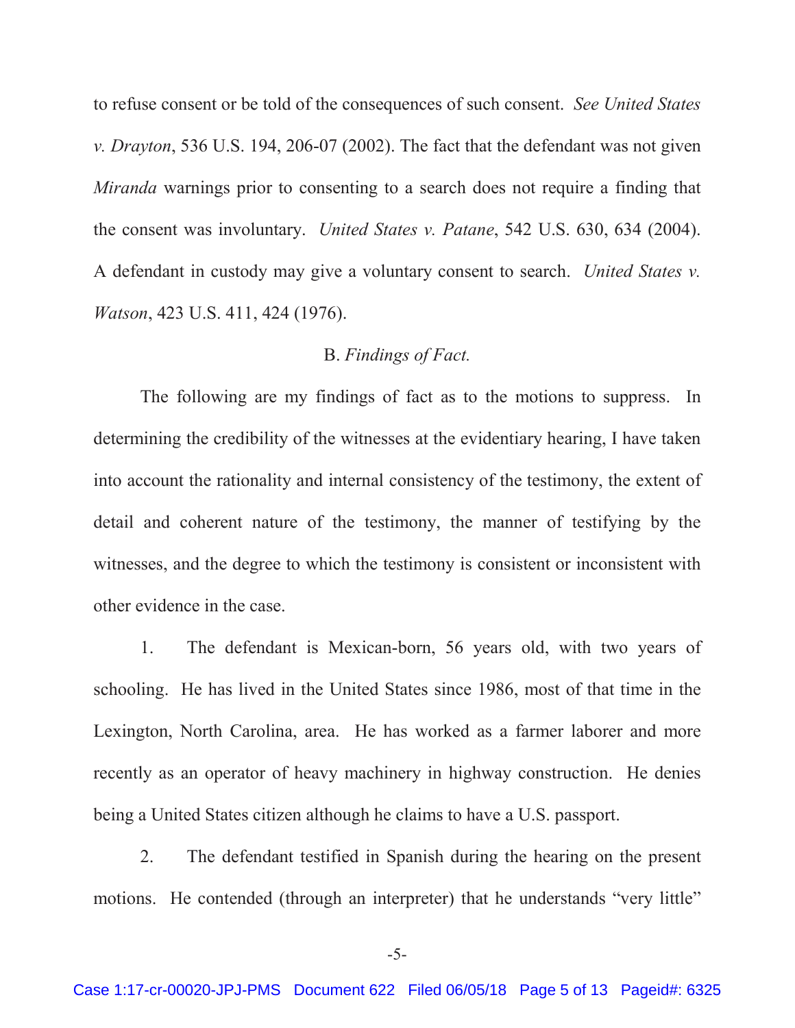to refuse consent or be told of the consequences of such consent. *See United States v. Drayton*, 536 U.S. 194, 206-07 (2002). The fact that the defendant was not given *Miranda* warnings prior to consenting to a search does not require a finding that the consent was involuntary. *United States v. Patane*, 542 U.S. 630, 634 (2004). A defendant in custody may give a voluntary consent to search. *United States v. Watson*, 423 U.S. 411, 424 (1976).

B. *Findings of Fact.*

The following are my findings of fact as to the motions to suppress. In determining the credibility of the witnesses at the evidentiary hearing, I have taken into account the rationality and internal consistency of the testimony, the extent of detail and coherent nature of the testimony, the manner of testifying by the witnesses, and the degree to which the testimony is consistent or inconsistent with other evidence in the case.

1. The defendant is Mexican-born, 56 years old, with two years of schooling. He has lived in the United States since 1986, most of that time in the Lexington, North Carolina, area. He has worked as a farmer laborer and more recently as an operator of heavy machinery in highway construction. He denies being a United States citizen although he claims to have a U.S. passport.

2. The defendant testified in Spanish during the hearing on the present motions. He contended (through an interpreter) that he understands "very little"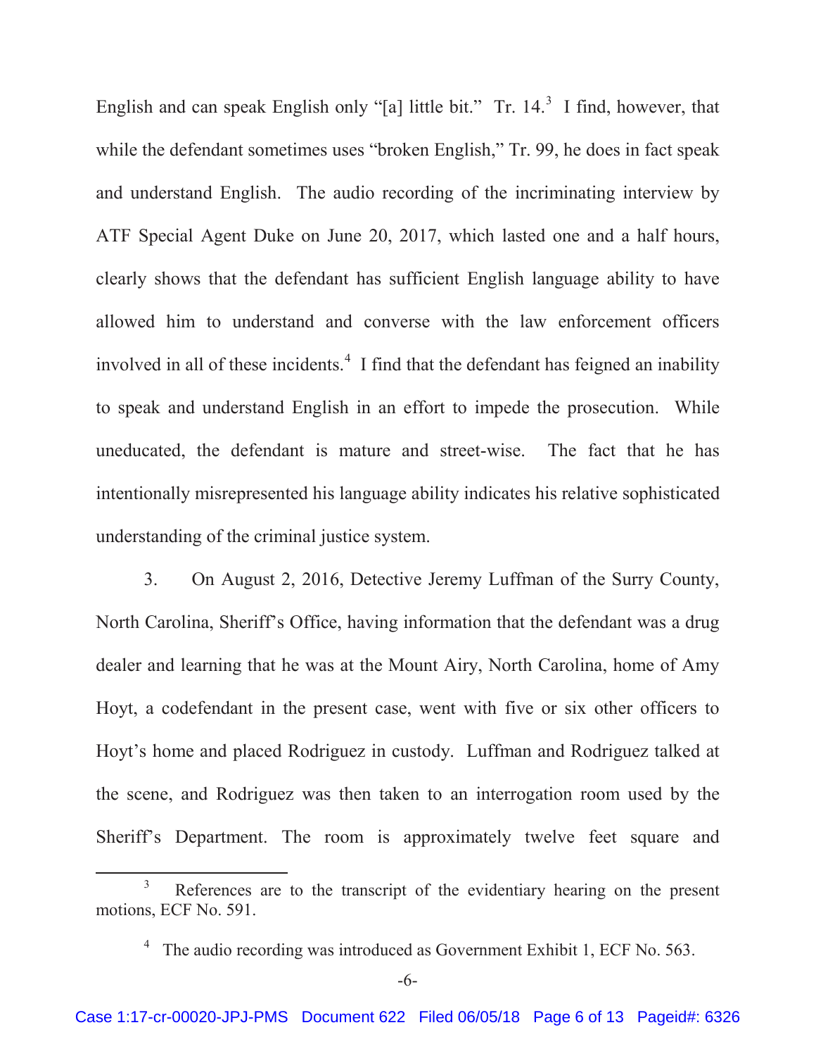English and can speak English only "[a] little bit." Tr. 14.[3] I find, however, that while the defendant sometimes uses "broken English," Tr. 99, he does in fact speak and understand English. The audio recording of the incriminating interview by ATF Special Agent Duke on June 20, 2017, which lasted one and a half hours, clearly shows that the defendant has sufficient English language ability to have allowed him to understand and converse with the law enforcement officers involved in all of these incidents.[4] I find that the defendant has feigned an inability to speak and understand English in an effort to impede the prosecution. While uneducated, the defendant is mature and street-wise. The fact that he has intentionally misrepresented his language ability indicates his relative sophisticated understanding of the criminal justice system.

3. On August 2, 2016, Detective Jeremy Luffman of the Surry County, North Carolina, Sheriff's Office, having information that the defendant was a drug dealer and learning that he was at the Mount Airy, North Carolina, home of Amy Hoyt, a codefendant in the present case, went with five or six other officers to Hoyt's home and placed Rodriguez in custody. Luffman and Rodriguez talked at the scene, and Rodriguez was then taken to an interrogation room used by the Sheriff's Department. The room is approximately twelve feet square and

[3] References are to the transcript of the evidentiary hearing on the present motions, ECF No. 591.

[4] The audio recording was introduced as Government Exhibit 1, ECF No. 563.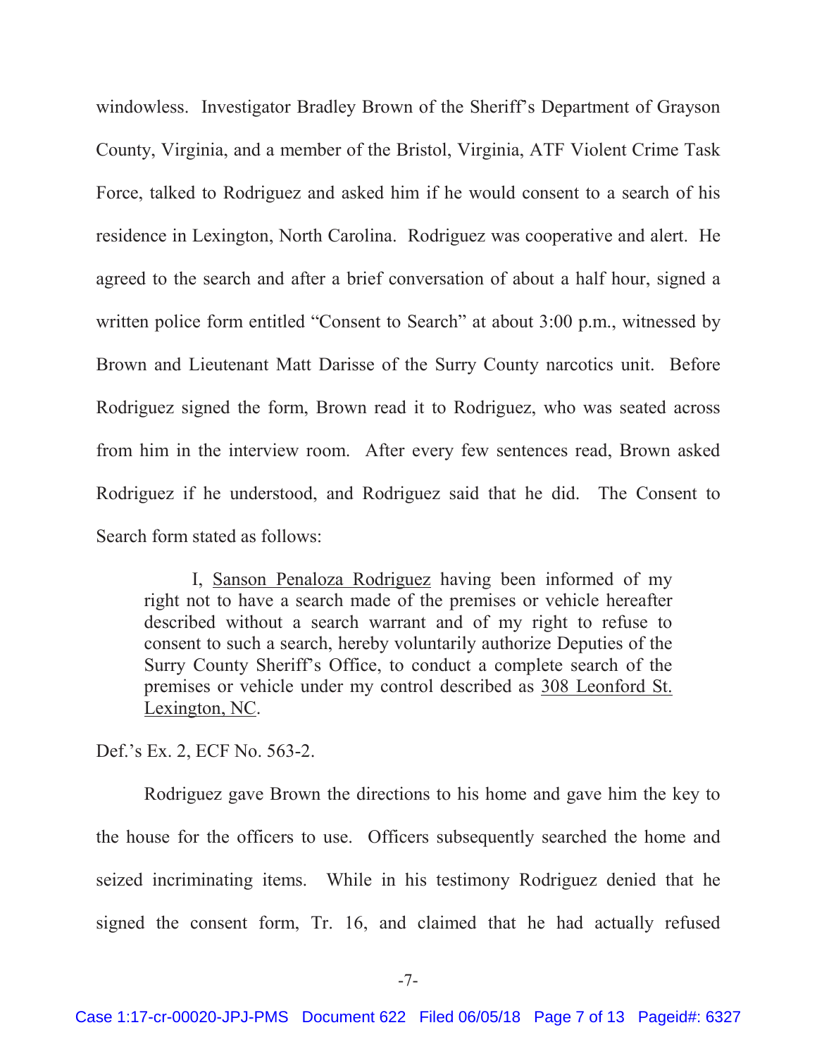windowless. Investigator Bradley Brown of the Sheriff's Department of Grayson County, Virginia, and a member of the Bristol, Virginia, ATF Violent Crime Task Force, talked to Rodriguez and asked him if he would consent to a search of his residence in Lexington, North Carolina. Rodriguez was cooperative and alert. He agreed to the search and after a brief conversation of about a half hour, signed a written police form entitled "Consent to Search" at about 3:00 p.m., witnessed by Brown and Lieutenant Matt Darisse of the Surry County narcotics unit. Before Rodriguez signed the form, Brown read it to Rodriguez, who was seated across from him in the interview room. After every few sentences read, Brown asked Rodriguez if he understood, and Rodriguez said that he did. The Consent to Search form stated as follows:

> I, <u>Sanson Penaloza Rodriguez</u> having been informed of my right not to have a search made of the premises or vehicle hereafter described without a search warrant and of my right to refuse to consent to such a search, hereby voluntarily authorize Deputies of the Surry County Sheriff's Office, to conduct a complete search of the premises or vehicle under my control described as <u>308 Leonford St. Lexington, NC</u>.

Def.'s Ex. 2, ECF No. 563-2.

Rodriguez gave Brown the directions to his home and gave him the key to the house for the officers to use. Officers subsequently searched the home and seized incriminating items. While in his testimony Rodriguez denied that he signed the consent form, Tr. 16, and claimed that he had actually refused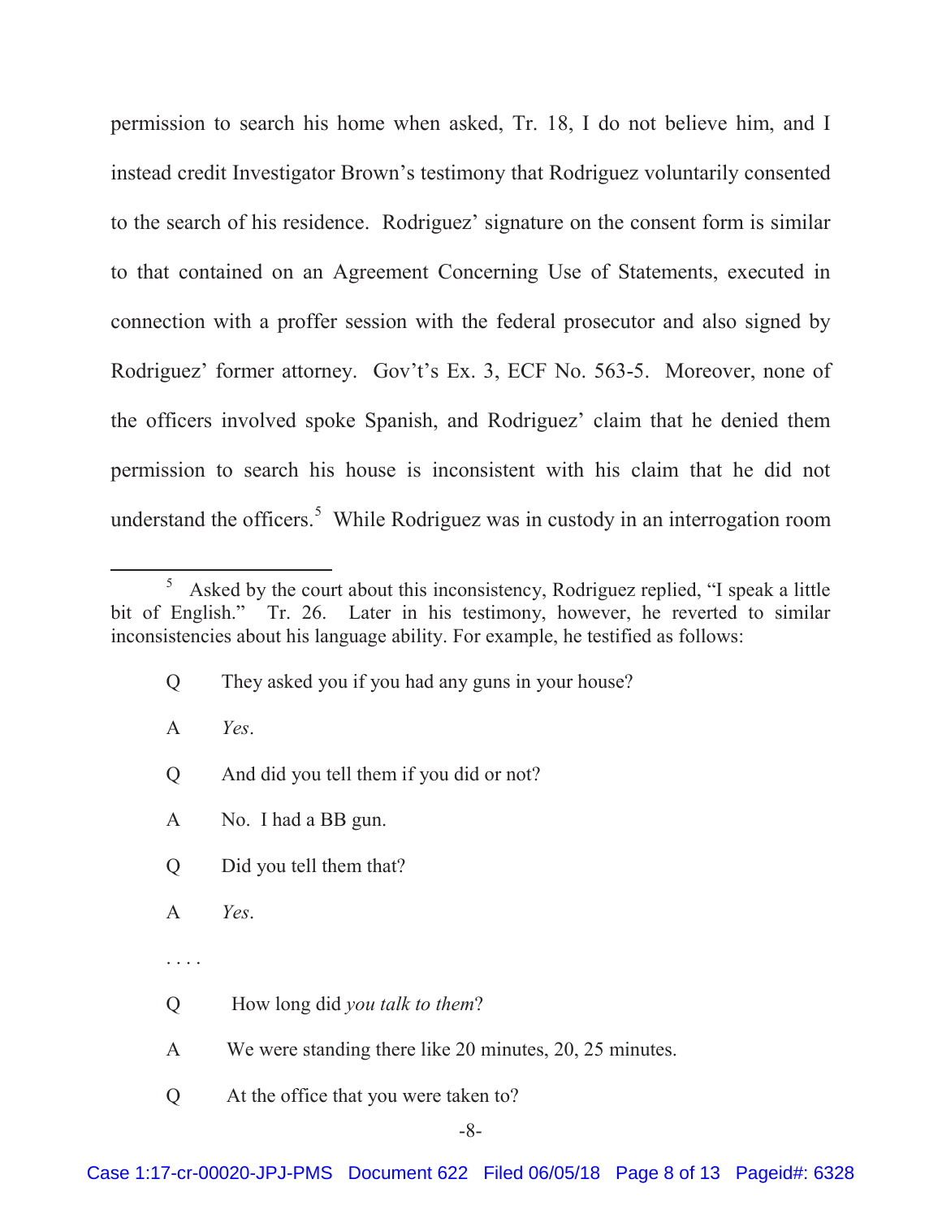permission to search his home when asked, Tr. 18, I do not believe him, and I instead credit Investigator Brown's testimony that Rodriguez voluntarily consented to the search of his residence. Rodriguez' signature on the consent form is similar to that contained on an Agreement Concerning Use of Statements, executed in connection with a proffer session with the federal prosecutor and also signed by Rodriguez' former attorney. Gov't's Ex. 3, ECF No. 563-5. Moreover, none of the officers involved spoke Spanish, and Rodriguez' claim that he denied them permission to search his house is inconsistent with his claim that he did not understand the officers.[5] While Rodriguez was in custody in an interrogation room

---

[5] Asked by the court about this inconsistency, Rodriguez replied, "I speak a little bit of English." Tr. 26. Later in his testimony, however, he reverted to similar inconsistencies about his language ability. For example, he testified as follows:

> Q They asked you if you had any guns in your house?
>
> A *Yes*.
>
> Q And did you tell them if you did or not?
>
> A No. I had a BB gun.
>
> Q Did you tell them that?
>
> A *Yes*.
>
> . . . .
>
> Q How long did *you talk to them*?
>
> A We were standing there like 20 minutes, 20, 25 minutes.
>
> Q At the office that you were taken to?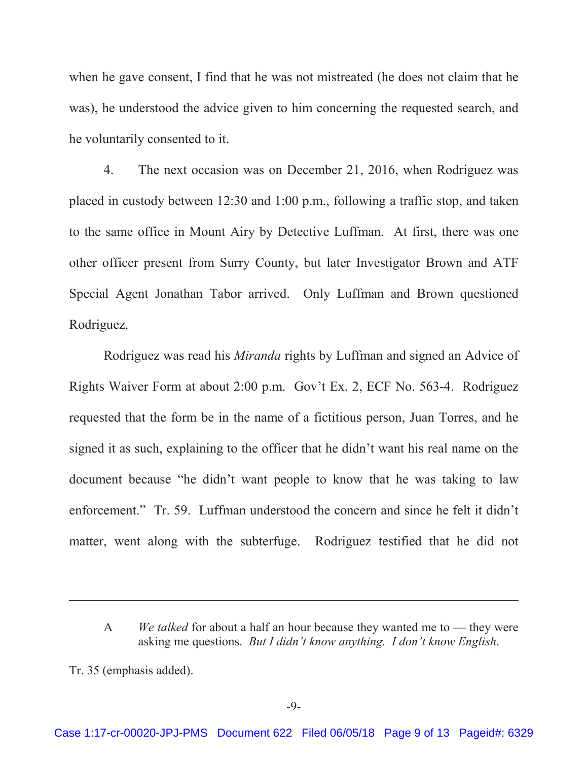when he gave consent, I find that he was not mistreated (he does not claim that he was), he understood the advice given to him concerning the requested search, and he voluntarily consented to it.

4. The next occasion was on December 21, 2016, when Rodriguez was placed in custody between 12:30 and 1:00 p.m., following a traffic stop, and taken to the same office in Mount Airy by Detective Luffman. At first, there was one other officer present from Surry County, but later Investigator Brown and ATF Special Agent Jonathan Tabor arrived. Only Luffman and Brown questioned Rodriguez.

Rodriguez was read his *Miranda* rights by Luffman and signed an Advice of Rights Waiver Form at about 2:00 p.m. Gov't Ex. 2, ECF No. 563-4. Rodriguez requested that the form be in the name of a fictitious person, Juan Torres, and he signed it as such, explaining to the officer that he didn't want his real name on the document because "he didn't want people to know that he was taking to law enforcement." Tr. 59. Luffman understood the concern and since he felt it didn't matter, went along with the subterfuge. Rodriguez testified that he did not

---

> A *We talked* for about a half an hour because they wanted me to — they were asking me questions. *But I didn't know anything. I don't know English*.

Tr. 35 (emphasis added).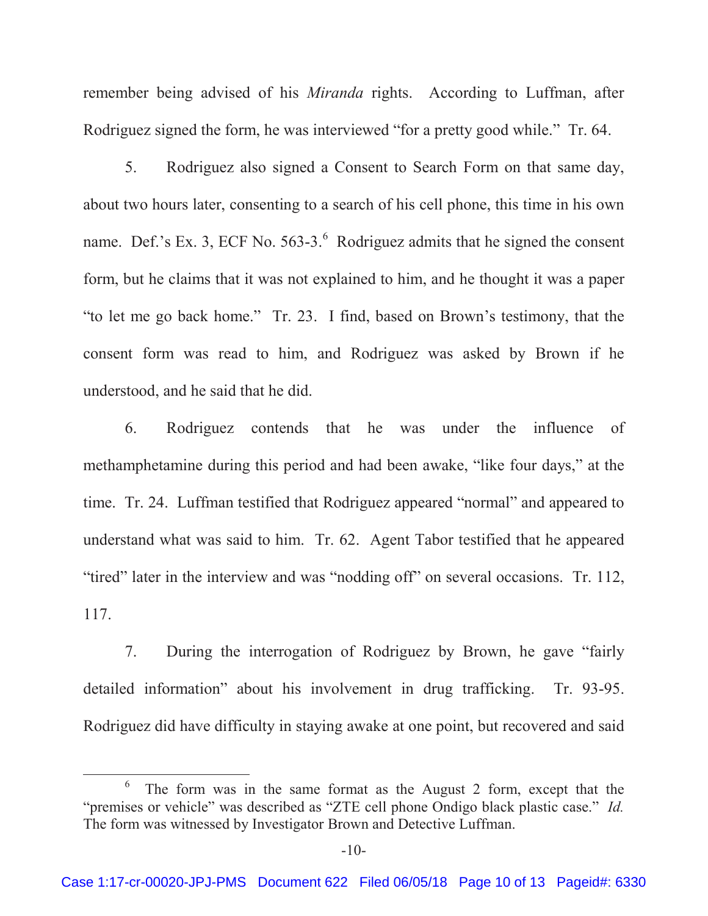remember being advised of his *Miranda* rights. According to Luffman, after Rodriguez signed the form, he was interviewed "for a pretty good while." Tr. 64.

5. Rodriguez also signed a Consent to Search Form on that same day, about two hours later, consenting to a search of his cell phone, this time in his own name. Def.'s Ex. 3, ECF No. 563-3.[6] Rodriguez admits that he signed the consent form, but he claims that it was not explained to him, and he thought it was a paper "to let me go back home." Tr. 23. I find, based on Brown's testimony, that the consent form was read to him, and Rodriguez was asked by Brown if he understood, and he said that he did.

6. Rodriguez contends that he was under the influence of methamphetamine during this period and had been awake, "like four days," at the time. Tr. 24. Luffman testified that Rodriguez appeared "normal" and appeared to understand what was said to him. Tr. 62. Agent Tabor testified that he appeared "tired" later in the interview and was "nodding off" on several occasions. Tr. 112, 117.

7. During the interrogation of Rodriguez by Brown, he gave "fairly detailed information" about his involvement in drug trafficking. Tr. 93-95. Rodriguez did have difficulty in staying awake at one point, but recovered and said

---

[6] The form was in the same format as the August 2 form, except that the "premises or vehicle" was described as "ZTE cell phone Ondigo black plastic case." *Id.* The form was witnessed by Investigator Brown and Detective Luffman.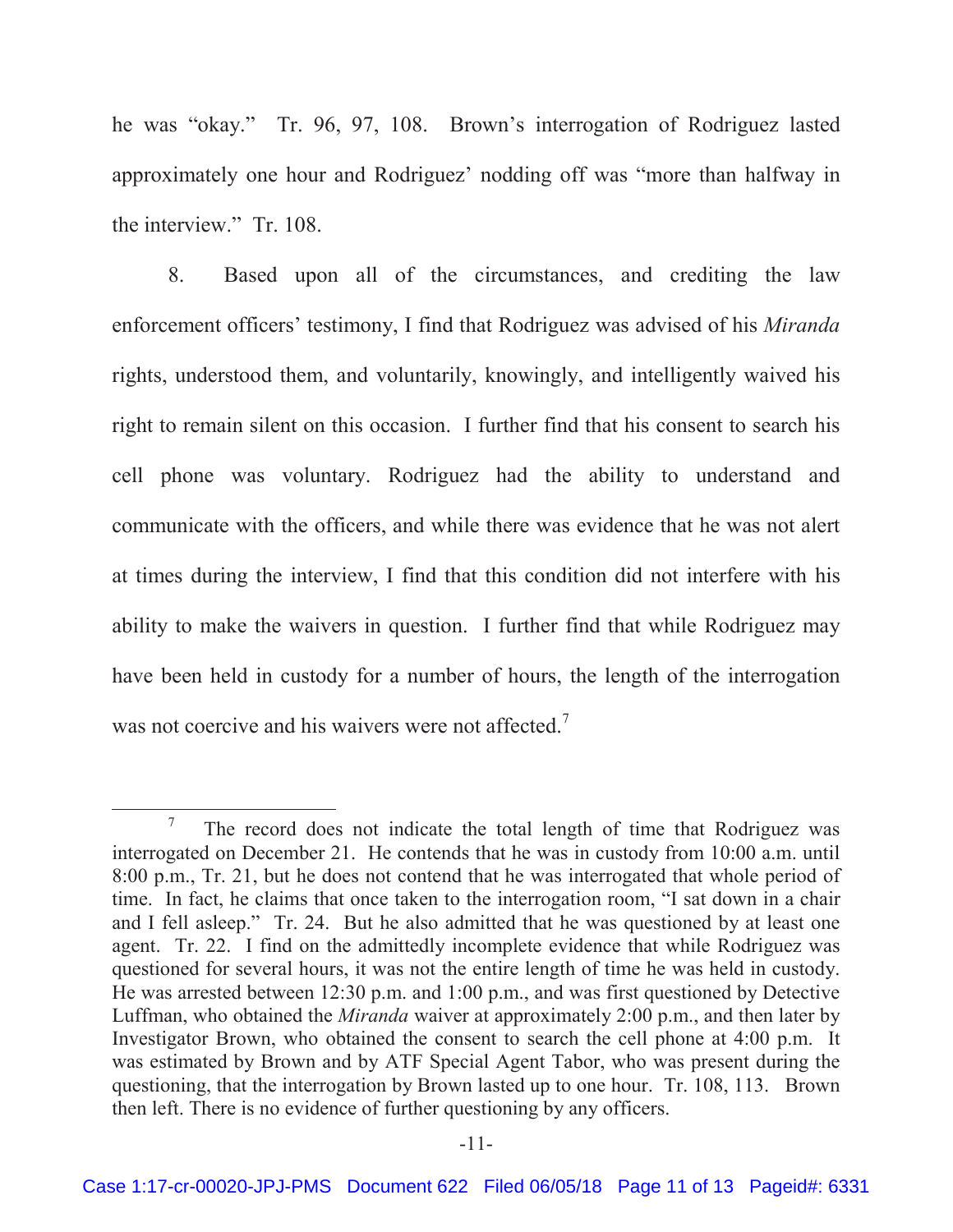he was "okay." Tr. 96, 97, 108. Brown's interrogation of Rodriguez lasted approximately one hour and Rodriguez' nodding off was "more than halfway in the interview." Tr. 108.

8. Based upon all of the circumstances, and crediting the law enforcement officers' testimony, I find that Rodriguez was advised of his *Miranda* rights, understood them, and voluntarily, knowingly, and intelligently waived his right to remain silent on this occasion. I further find that his consent to search his cell phone was voluntary. Rodriguez had the ability to understand and communicate with the officers, and while there was evidence that he was not alert at times during the interview, I find that this condition did not interfere with his ability to make the waivers in question. I further find that while Rodriguez may have been held in custody for a number of hours, the length of the interrogation was not coercive and his waivers were not affected.[7]

---

[7] The record does not indicate the total length of time that Rodriguez was interrogated on December 21. He contends that he was in custody from 10:00 a.m. until 8:00 p.m., Tr. 21, but he does not contend that he was interrogated that whole period of time. In fact, he claims that once taken to the interrogation room, "I sat down in a chair and I fell asleep." Tr. 24. But he also admitted that he was questioned by at least one agent. Tr. 22. I find on the admittedly incomplete evidence that while Rodriguez was questioned for several hours, it was not the entire length of time he was held in custody. He was arrested between 12:30 p.m. and 1:00 p.m., and was first questioned by Detective Luffman, who obtained the *Miranda* waiver at approximately 2:00 p.m., and then later by Investigator Brown, who obtained the consent to search the cell phone at 4:00 p.m. It was estimated by Brown and by ATF Special Agent Tabor, who was present during the questioning, that the interrogation by Brown lasted up to one hour. Tr. 108, 113. Brown then left. There is no evidence of further questioning by any officers.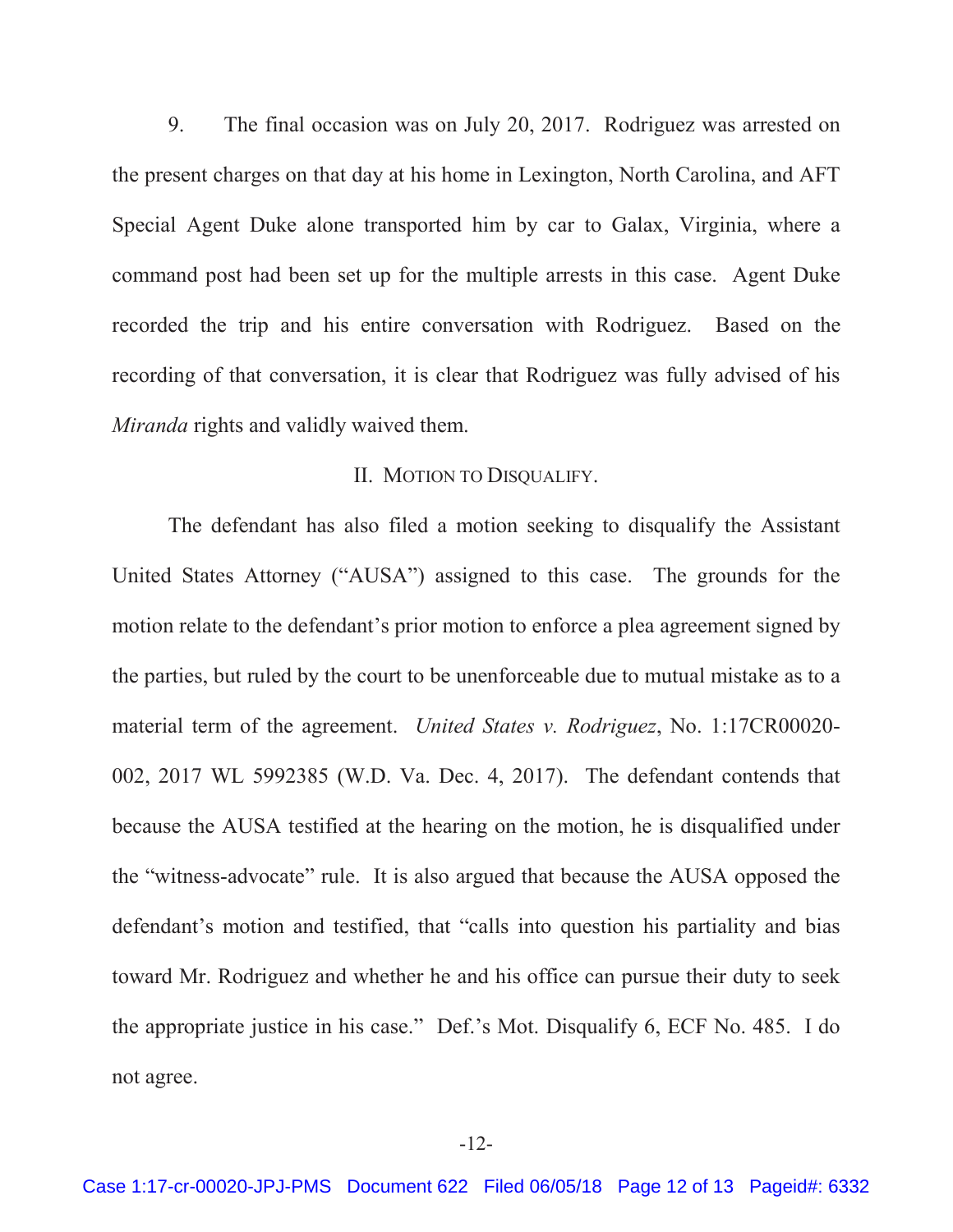9. The final occasion was on July 20, 2017. Rodriguez was arrested on the present charges on that day at his home in Lexington, North Carolina, and AFT Special Agent Duke alone transported him by car to Galax, Virginia, where a command post had been set up for the multiple arrests in this case. Agent Duke recorded the trip and his entire conversation with Rodriguez. Based on the recording of that conversation, it is clear that Rodriguez was fully advised of his *Miranda* rights and validly waived them.

## II. MOTION TO DISQUALIFY.

The defendant has also filed a motion seeking to disqualify the Assistant United States Attorney ("AUSA") assigned to this case. The grounds for the motion relate to the defendant's prior motion to enforce a plea agreement signed by the parties, but ruled by the court to be unenforceable due to mutual mistake as to a material term of the agreement. *United States v. Rodriguez*, No. 1:17CR00020-002, 2017 WL 5992385 (W.D. Va. Dec. 4, 2017). The defendant contends that because the AUSA testified at the hearing on the motion, he is disqualified under the "witness-advocate" rule. It is also argued that because the AUSA opposed the defendant's motion and testified, that "calls into question his partiality and bias toward Mr. Rodriguez and whether he and his office can pursue their duty to seek the appropriate justice in his case." Def.'s Mot. Disqualify 6, ECF No. 485. I do not agree.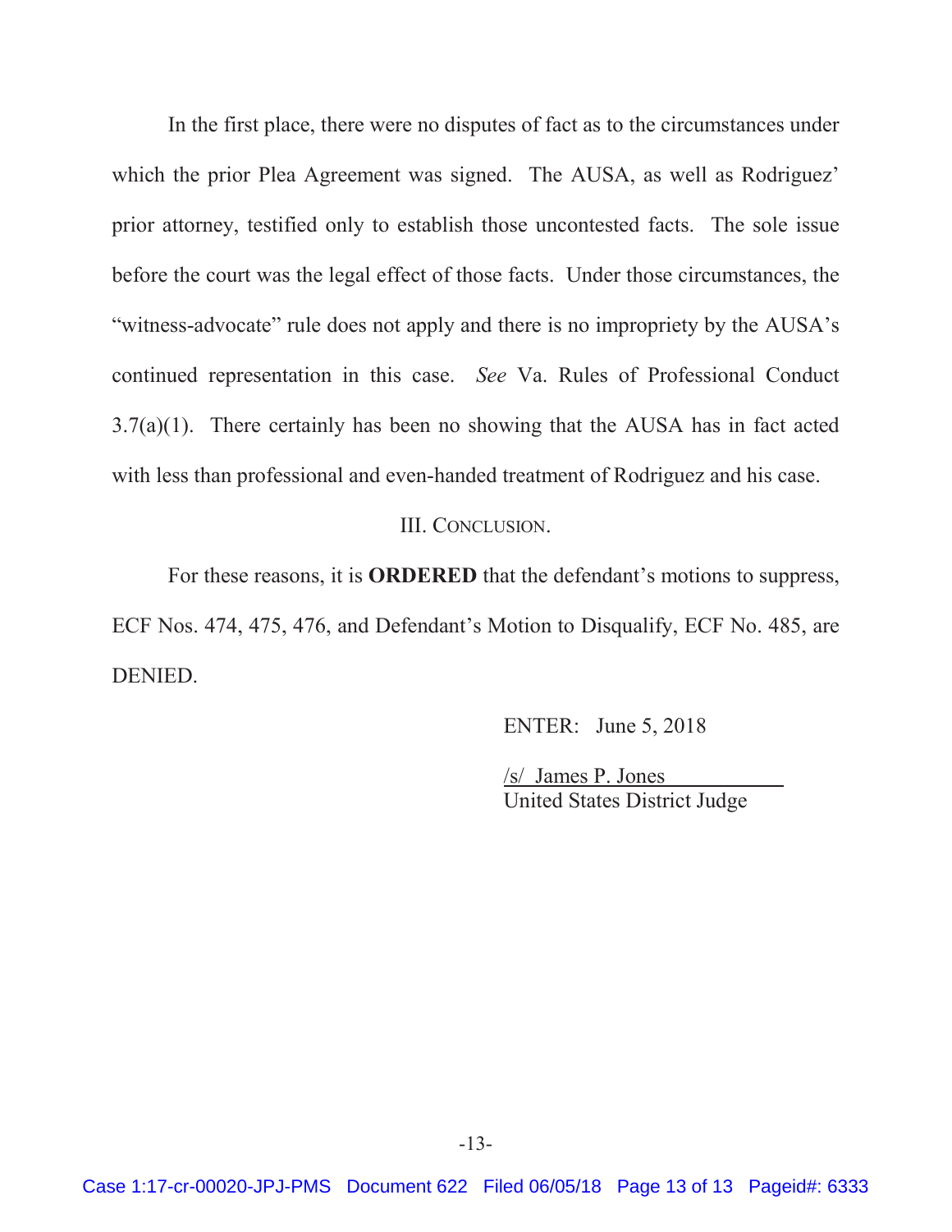In the first place, there were no disputes of fact as to the circumstances under which the prior Plea Agreement was signed. The AUSA, as well as Rodriguez' prior attorney, testified only to establish those uncontested facts. The sole issue before the court was the legal effect of those facts. Under those circumstances, the "witness-advocate" rule does not apply and there is no impropriety by the AUSA's continued representation in this case. *See* Va. Rules of Professional Conduct 3.7(a)(1). There certainly has been no showing that the AUSA has in fact acted with less than professional and even-handed treatment of Rodriguez and his case.

## III. CONCLUSION.

For these reasons, it is **ORDERED** that the defendant's motions to suppress, ECF Nos. 474, 475, 476, and Defendant's Motion to Disqualify, ECF No. 485, are DENIED.

ENTER: June 5, 2018

/s/ James P. Jones
United States District Judge